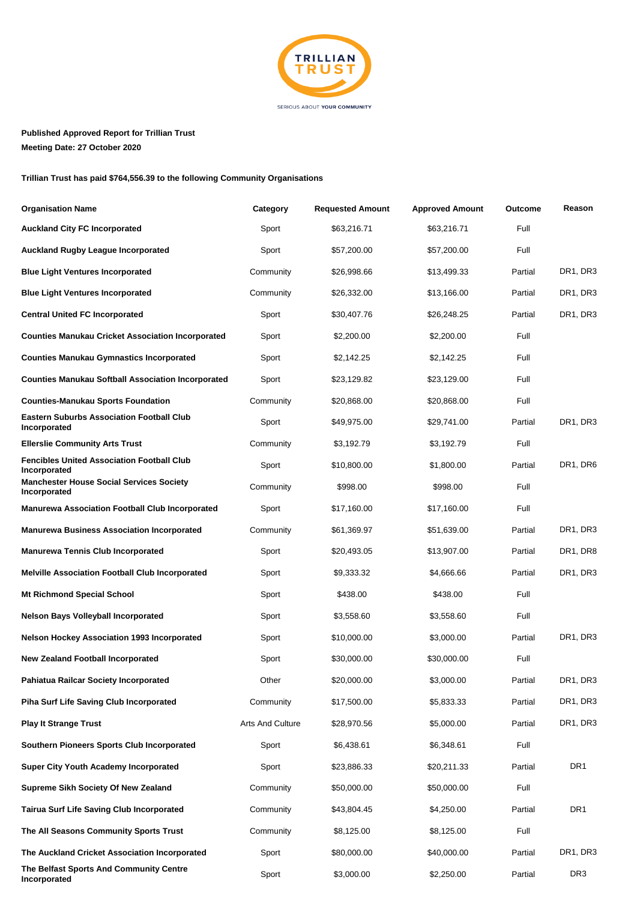**Published Approved Report for Trillian Trust**

**Meeting Date: 27 October 2020**

**Trillian Trust has paid $764,556.39 to the following Community Organisations**

| Organisation Name | Category | Requested Amount | Approved Amount | Outcome | Reason |
|---|---|---|---|---|---|
| **Auckland City FC Incorporated** | Sport | $63,216.71 | $63,216.71 | Full | |
| **Auckland Rugby League Incorporated** | Sport | $57,200.00 | $57,200.00 | Full | |
| **Blue Light Ventures Incorporated** | Community | $26,998.66 | $13,499.33 | Partial | DR1, DR3 |
| **Blue Light Ventures Incorporated** | Community | $26,332.00 | $13,166.00 | Partial | DR1, DR3 |
| **Central United FC Incorporated** | Sport | $30,407.76 | $26,248.25 | Partial | DR1, DR3 |
| **Counties Manukau Cricket Association Incorporated** | Sport | $2,200.00 | $2,200.00 | Full | |
| **Counties Manukau Gymnastics Incorporated** | Sport | $2,142.25 | $2,142.25 | Full | |
| **Counties Manukau Softball Association Incorporated** | Sport | $23,129.82 | $23,129.00 | Full | |
| **Counties-Manukau Sports Foundation** | Community | $20,868.00 | $20,868.00 | Full | |
| **Eastern Suburbs Association Football Club Incorporated** | Sport | $49,975.00 | $29,741.00 | Partial | DR1, DR3 |
| **Ellerslie Community Arts Trust** | Community | $3,192.79 | $3,192.79 | Full | |
| **Fencibles United Association Football Club Incorporated** | Sport | $10,800.00 | $1,800.00 | Partial | DR1, DR6 |
| **Manchester House Social Services Society Incorporated** | Community | $998.00 | $998.00 | Full | |
| **Manurewa Association Football Club Incorporated** | Sport | $17,160.00 | $17,160.00 | Full | |
| **Manurewa Business Association Incorporated** | Community | $61,369.97 | $51,639.00 | Partial | DR1, DR3 |
| **Manurewa Tennis Club Incorporated** | Sport | $20,493.05 | $13,907.00 | Partial | DR1, DR8 |
| **Melville Association Football Club Incorporated** | Sport | $9,333.32 | $4,666.66 | Partial | DR1, DR3 |
| **Mt Richmond Special School** | Sport | $438.00 | $438.00 | Full | |
| **Nelson Bays Volleyball Incorporated** | Sport | $3,558.60 | $3,558.60 | Full | |
| **Nelson Hockey Association 1993 Incorporated** | Sport | $10,000.00 | $3,000.00 | Partial | DR1, DR3 |
| **New Zealand Football Incorporated** | Sport | $30,000.00 | $30,000.00 | Full | |
| **Pahiatua Railcar Society Incorporated** | Other | $20,000.00 | $3,000.00 | Partial | DR1, DR3 |
| **Piha Surf Life Saving Club Incorporated** | Community | $17,500.00 | $5,833.33 | Partial | DR1, DR3 |
| **Play It Strange Trust** | Arts And Culture | $28,970.56 | $5,000.00 | Partial | DR1, DR3 |
| **Southern Pioneers Sports Club Incorporated** | Sport | $6,438.61 | $6,348.61 | Full | |
| **Super City Youth Academy Incorporated** | Sport | $23,886.33 | $20,211.33 | Partial | DR1 |
| **Supreme Sikh Society Of New Zealand** | Community | $50,000.00 | $50,000.00 | Full | |
| **Tairua Surf Life Saving Club Incorporated** | Community | $43,804.45 | $4,250.00 | Partial | DR1 |
| **The All Seasons Community Sports Trust** | Community | $8,125.00 | $8,125.00 | Full | |
| **The Auckland Cricket Association Incorporated** | Sport | $80,000.00 | $40,000.00 | Partial | DR1, DR3 |
| **The Belfast Sports And Community Centre Incorporated** | Sport | $3,000.00 | $2,250.00 | Partial | DR3 |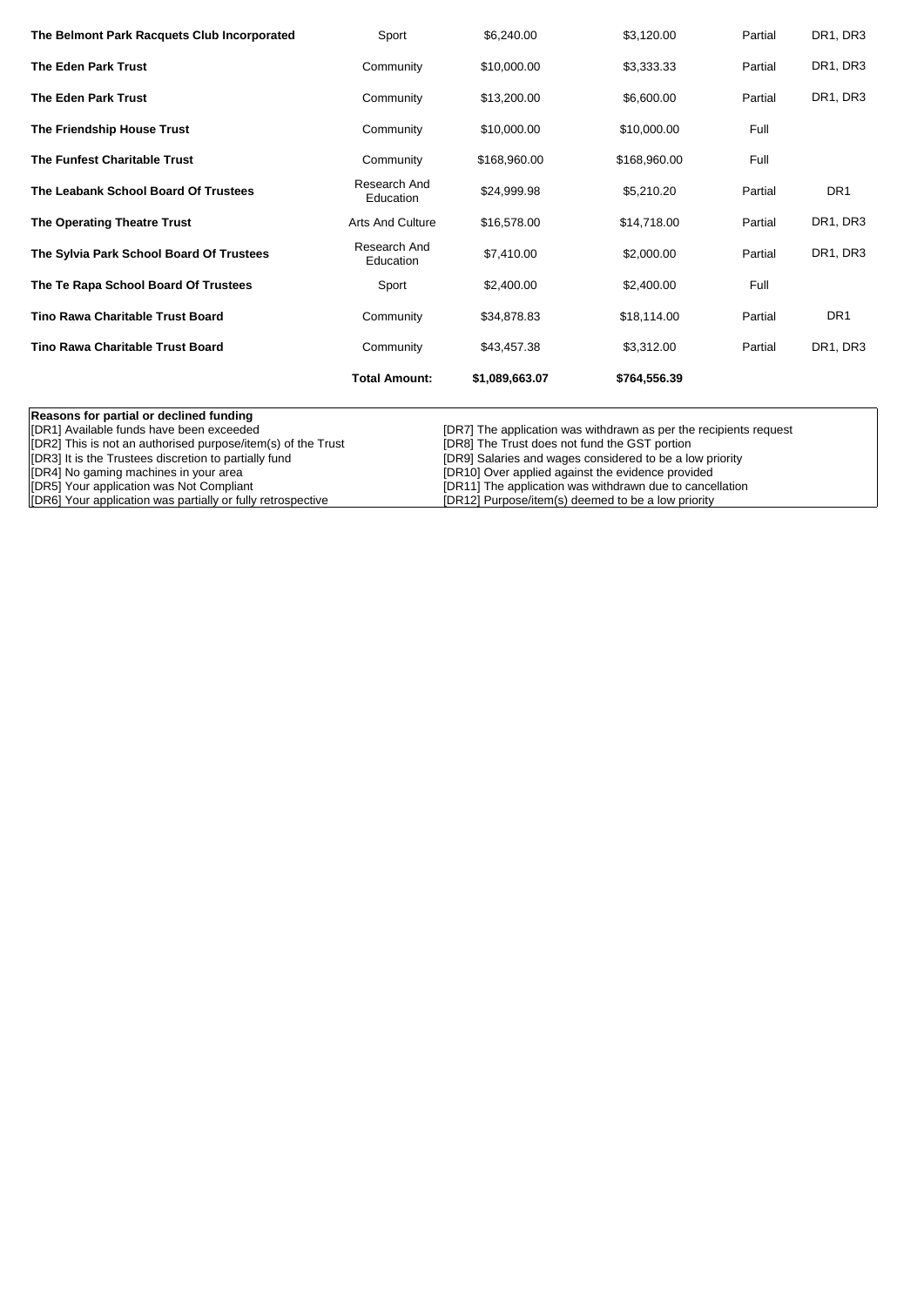| | | | | | |
|---|---|---|---|---|---|
| **The Belmont Park Racquets Club Incorporated** | Sport | $6,240.00 | $3,120.00 | Partial | DR1, DR3 |
| **The Eden Park Trust** | Community | $10,000.00 | $3,333.33 | Partial | DR1, DR3 |
| **The Eden Park Trust** | Community | $13,200.00 | $6,600.00 | Partial | DR1, DR3 |
| **The Friendship House Trust** | Community | $10,000.00 | $10,000.00 | Full | |
| **The Funfest Charitable Trust** | Community | $168,960.00 | $168,960.00 | Full | |
| **The Leabank School Board Of Trustees** | Research And Education | $24,999.98 | $5,210.20 | Partial | DR1 |
| **The Operating Theatre Trust** | Arts And Culture | $16,578.00 | $14,718.00 | Partial | DR1, DR3 |
| **The Sylvia Park School Board Of Trustees** | Research And Education | $7,410.00 | $2,000.00 | Partial | DR1, DR3 |
| **The Te Rapa School Board Of Trustees** | Sport | $2,400.00 | $2,400.00 | Full | |
| **Tino Rawa Charitable Trust Board** | Community | $34,878.83 | $18,114.00 | Partial | DR1 |
| **Tino Rawa Charitable Trust Board** | Community | $43,457.38 | $3,312.00 | Partial | DR1, DR3 |
| | **Total Amount:** | **$1,089,663.07** | **$764,556.39** | | |

**Reasons for partial or declined funding**

[DR1] Available funds have been exceeded
[DR2] This is not an authorised purpose/item(s) of the Trust
[DR3] It is the Trustees discretion to partially fund
[DR4] No gaming machines in your area
[DR5] Your application was Not Compliant
[DR6] Your application was partially or fully retrospective
[DR7] The application was withdrawn as per the recipients request
[DR8] The Trust does not fund the GST portion
[DR9] Salaries and wages considered to be a low priority
[DR10] Over applied against the evidence provided
[DR11] The application was withdrawn due to cancellation
[DR12] Purpose/item(s) deemed to be a low priority